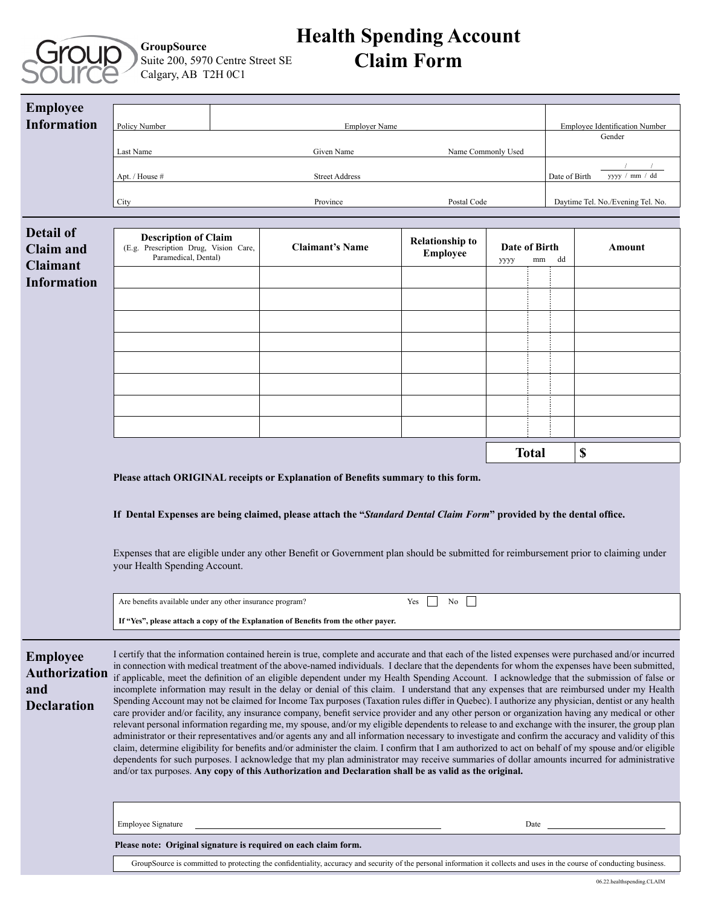**GroupSource**
Suite 200, 5970 Centre Street SE
Calgary, AB T2H 0C1

# Health Spending Account Claim Form

## Employee Information

| Policy Number | Employer Name | | Employee Identification Number |
|---|---|---|---|
| Last Name | Given Name | Name Commonly Used | Gender |
| Apt. / House # | Street Address | | Date of Birth / / yyyy / mm / dd |
| City | Province | Postal Code | Daytime Tel. No./Evening Tel. No. |

## Detail of Claim and Claimant Information

| Description of Claim (E.g. Prescription Drug, Vision Care, Paramedical, Dental) | Claimant's Name | Relationship to Employee | Date of Birth yyyy | mm | dd | Amount |
|---|---|---|---|---|---|---|
| | | | | | | |
| | | | | | | |
| | | | | | | |
| | | | | | | |
| | | | | | | |
| | | | | | | |
| | | | | | | |
| | | | | | | |
| | | | **Total** | | | **$** |

**Please attach ORIGINAL receipts or Explanation of Benefits summary to this form.**

**If Dental Expenses are being claimed, please attach the "*Standard Dental Claim Form*" provided by the dental office.**

Expenses that are eligible under any other Benefit or Government plan should be submitted for reimbursement prior to claiming under your Health Spending Account.

Are benefits available under any other insurance program? Yes ☐ No ☐

**If "Yes", please attach a copy of the Explanation of Benefits from the other payer.**

## Employee Authorization and Declaration

I certify that the information contained herein is true, complete and accurate and that each of the listed expenses were purchased and/or incurred in connection with medical treatment of the above-named individuals. I declare that the dependents for whom the expenses have been submitted, if applicable, meet the definition of an eligible dependent under my Health Spending Account. I acknowledge that the submission of false or incomplete information may result in the delay or denial of this claim. I understand that any expenses that are reimbursed under my Health Spending Account may not be claimed for Income Tax purposes (Taxation rules differ in Quebec). I authorize any physician, dentist or any health care provider and/or facility, any insurance company, benefit service provider and any other person or organization having any medical or other relevant personal information regarding me, my spouse, and/or my eligible dependents to release to and exchange with the insurer, the group plan administrator or their representatives and/or agents any and all information necessary to investigate and confirm the accuracy and validity of this claim, determine eligibility for benefits and/or administer the claim. I confirm that I am authorized to act on behalf of my spouse and/or eligible dependents for such purposes. I acknowledge that my plan administrator may receive summaries of dollar amounts incurred for administrative and/or tax purposes. **Any copy of this Authorization and Declaration shall be as valid as the original.**

Employee Signature ______________________________ Date ________________

**Please note: Original signature is required on each claim form.**

GroupSource is committed to protecting the confidentiality, accuracy and security of the personal information it collects and uses in the course of conducting business.

06.22.healthspending.CLAIM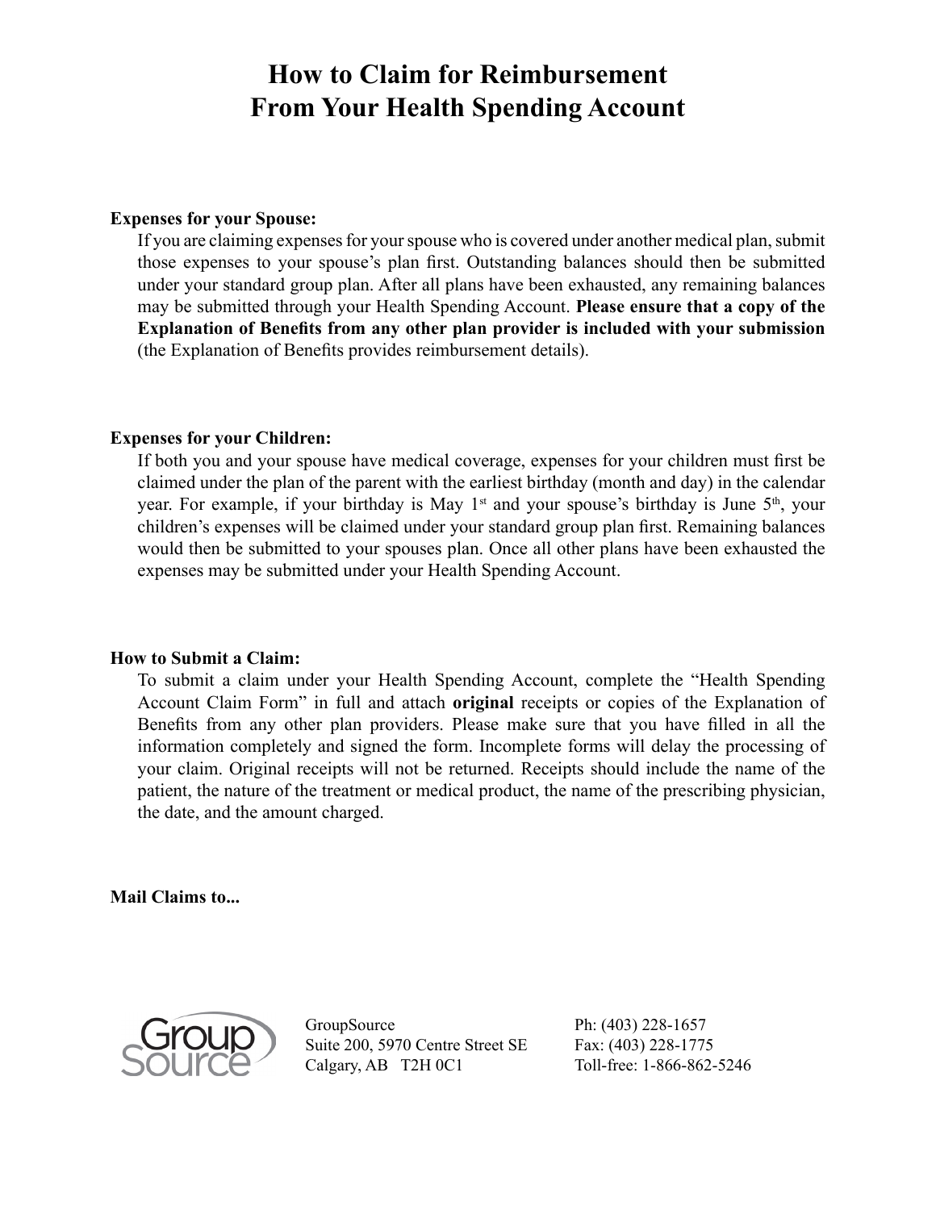# How to Claim for Reimbursement From Your Health Spending Account

**Expenses for your Spouse:**

If you are claiming expenses for your spouse who is covered under another medical plan, submit those expenses to your spouse's plan first. Outstanding balances should then be submitted under your standard group plan. After all plans have been exhausted, any remaining balances may be submitted through your Health Spending Account. **Please ensure that a copy of the Explanation of Benefits from any other plan provider is included with your submission** (the Explanation of Benefits provides reimbursement details).

**Expenses for your Children:**

If both you and your spouse have medical coverage, expenses for your children must first be claimed under the plan of the parent with the earliest birthday (month and day) in the calendar year. For example, if your birthday is May 1st and your spouse's birthday is June 5th, your children's expenses will be claimed under your standard group plan first. Remaining balances would then be submitted to your spouses plan. Once all other plans have been exhausted the expenses may be submitted under your Health Spending Account.

**How to Submit a Claim:**

To submit a claim under your Health Spending Account, complete the "Health Spending Account Claim Form" in full and attach **original** receipts or copies of the Explanation of Benefits from any other plan providers. Please make sure that you have filled in all the information completely and signed the form. Incomplete forms will delay the processing of your claim. Original receipts will not be returned. Receipts should include the name of the patient, the nature of the treatment or medical product, the name of the prescribing physician, the date, and the amount charged.

**Mail Claims to...**

GroupSource
Suite 200, 5970 Centre Street SE
Calgary, AB T2H 0C1

Ph: (403) 228-1657
Fax: (403) 228-1775
Toll-free: 1-866-862-5246